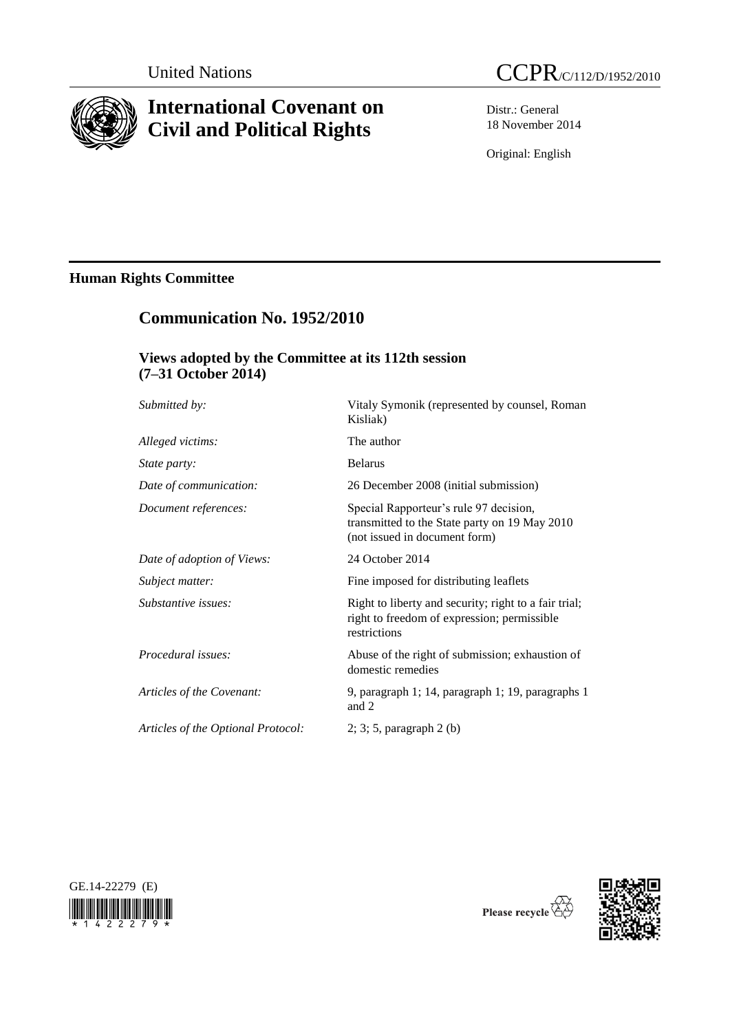United Nations

CCPR/C/112/D/1952/2010

# International Covenant on Civil and Political Rights

Distr.: General
18 November 2014

Original: English

## Human Rights Committee

## Communication No. 1952/2010

### Views adopted by the Committee at its 112th session (7–31 October 2014)

| | |
|---|---|
| *Submitted by:* | Vitaly Symonik (represented by counsel, Roman Kisliak) |
| *Alleged victims:* | The author |
| *State party:* | Belarus |
| *Date of communication:* | 26 December 2008 (initial submission) |
| *Document references:* | Special Rapporteur's rule 97 decision, transmitted to the State party on 19 May 2010 (not issued in document form) |
| *Date of adoption of Views:* | 24 October 2014 |
| *Subject matter:* | Fine imposed for distributing leaflets |
| *Substantive issues:* | Right to liberty and security; right to a fair trial; right to freedom of expression; permissible restrictions |
| *Procedural issues:* | Abuse of the right of submission; exhaustion of domestic remedies |
| *Articles of the Covenant:* | 9, paragraph 1; 14, paragraph 1; 19, paragraphs 1 and 2 |
| *Articles of the Optional Protocol:* | 2; 3; 5, paragraph 2 (b) |

GE.14-22279 (E)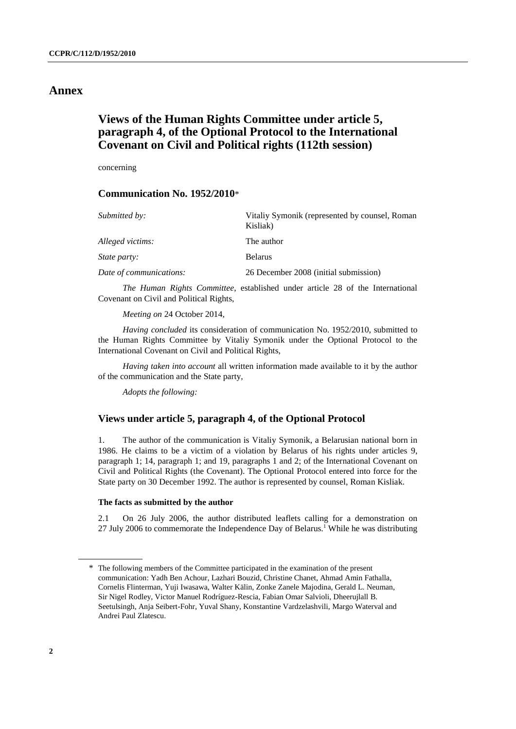# Annex

## Views of the Human Rights Committee under article 5, paragraph 4, of the Optional Protocol to the International Covenant on Civil and Political rights (112th session)

concerning

### Communication No. 1952/2010*

| | |
|---|---|
| *Submitted by:* | Vitaliy Symonik (represented by counsel, Roman Kisliak) |
| *Alleged victims:* | The author |
| *State party:* | Belarus |
| *Date of communications:* | 26 December 2008 (initial submission) |

*The Human Rights Committee*, established under article 28 of the International Covenant on Civil and Political Rights,

*Meeting on* 24 October 2014,

*Having concluded* its consideration of communication No. 1952/2010, submitted to the Human Rights Committee by Vitaliy Symonik under the Optional Protocol to the International Covenant on Civil and Political Rights,

*Having taken into account* all written information made available to it by the author of the communication and the State party,

*Adopts the following:*

### Views under article 5, paragraph 4, of the Optional Protocol

1. The author of the communication is Vitaliy Symonik, a Belarusian national born in 1986. He claims to be a victim of a violation by Belarus of his rights under articles 9, paragraph 1; 14, paragraph 1; and 19, paragraphs 1 and 2; of the International Covenant on Civil and Political Rights (the Covenant). The Optional Protocol entered into force for the State party on 30 December 1992. The author is represented by counsel, Roman Kisliak.

#### The facts as submitted by the author

2.1 On 26 July 2006, the author distributed leaflets calling for a demonstration on 27 July 2006 to commemorate the Independence Day of Belarus.[1] While he was distributing

---

\* The following members of the Committee participated in the examination of the present communication: Yadh Ben Achour, Lazhari Bouzid, Christine Chanet, Ahmad Amin Fathalla, Cornelis Flinterman, Yuji Iwasawa, Walter Kälin, Zonke Zanele Majodina, Gerald L. Neuman, Sir Nigel Rodley, Victor Manuel Rodríguez-Rescia, Fabian Omar Salvioli, Dheerujlall B. Seetulsingh, Anja Seibert-Fohr, Yuval Shany, Konstantine Vardzelashvili, Margo Waterval and Andrei Paul Zlatescu.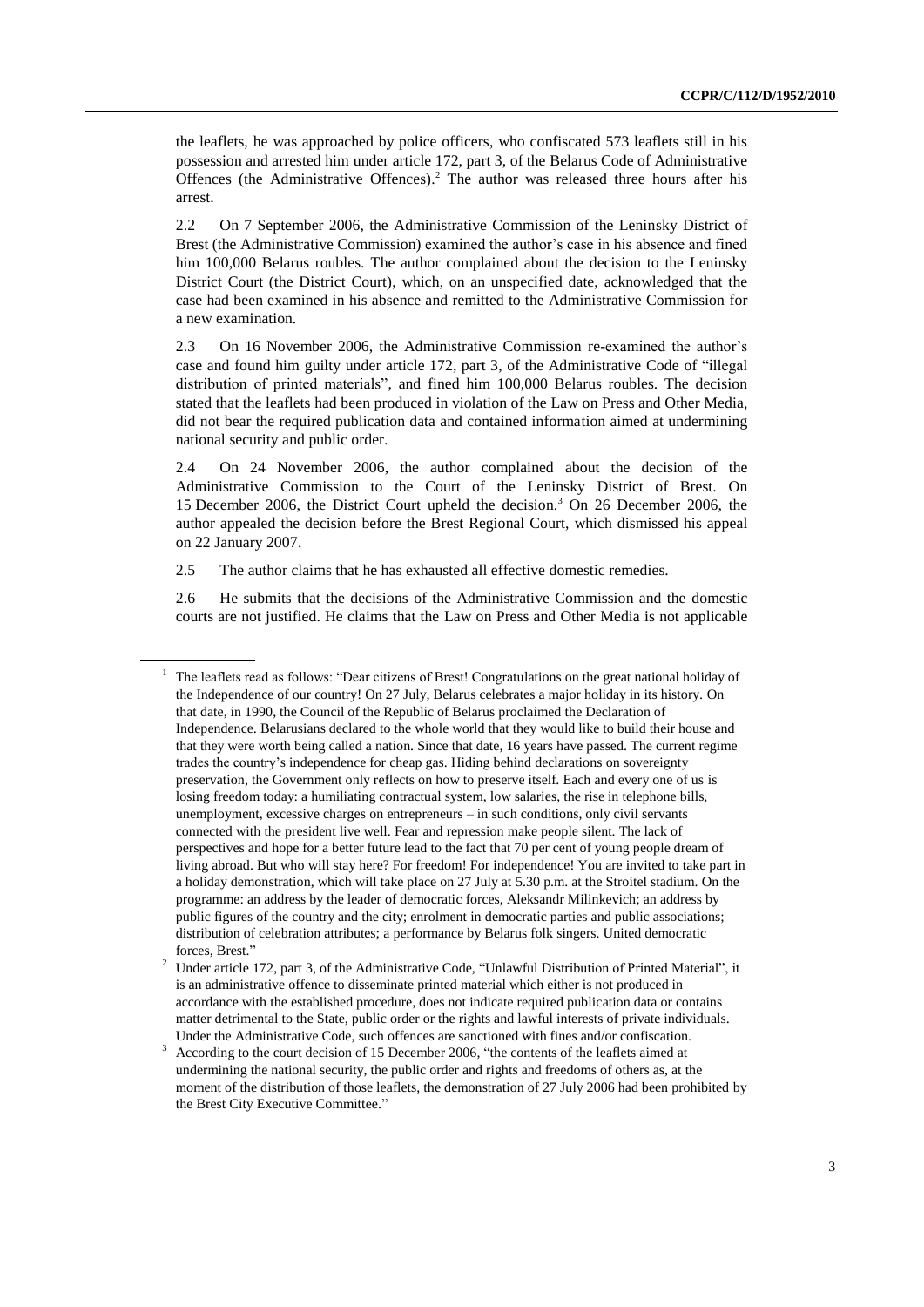the leaflets, he was approached by police officers, who confiscated 573 leaflets still in his possession and arrested him under article 172, part 3, of the Belarus Code of Administrative Offences (the Administrative Offences).[2] The author was released three hours after his arrest.

2.2 On 7 September 2006, the Administrative Commission of the Leninsky District of Brest (the Administrative Commission) examined the author's case in his absence and fined him 100,000 Belarus roubles. The author complained about the decision to the Leninsky District Court (the District Court), which, on an unspecified date, acknowledged that the case had been examined in his absence and remitted to the Administrative Commission for a new examination.

2.3 On 16 November 2006, the Administrative Commission re-examined the author's case and found him guilty under article 172, part 3, of the Administrative Code of "illegal distribution of printed materials", and fined him 100,000 Belarus roubles. The decision stated that the leaflets had been produced in violation of the Law on Press and Other Media, did not bear the required publication data and contained information aimed at undermining national security and public order.

2.4 On 24 November 2006, the author complained about the decision of the Administrative Commission to the Court of the Leninsky District of Brest. On 15 December 2006, the District Court upheld the decision.[3] On 26 December 2006, the author appealed the decision before the Brest Regional Court, which dismissed his appeal on 22 January 2007.

2.5 The author claims that he has exhausted all effective domestic remedies.

2.6 He submits that the decisions of the Administrative Commission and the domestic courts are not justified. He claims that the Law on Press and Other Media is not applicable

---

[1] The leaflets read as follows: "Dear citizens of Brest! Congratulations on the great national holiday of the Independence of our country! On 27 July, Belarus celebrates a major holiday in its history. On that date, in 1990, the Council of the Republic of Belarus proclaimed the Declaration of Independence. Belarusians declared to the whole world that they would like to build their house and that they were worth being called a nation. Since that date, 16 years have passed. The current regime trades the country's independence for cheap gas. Hiding behind declarations on sovereignty preservation, the Government only reflects on how to preserve itself. Each and every one of us is losing freedom today: a humiliating contractual system, low salaries, the rise in telephone bills, unemployment, excessive charges on entrepreneurs – in such conditions, only civil servants connected with the president live well. Fear and repression make people silent. The lack of perspectives and hope for a better future lead to the fact that 70 per cent of young people dream of living abroad. But who will stay here? For freedom! For independence! You are invited to take part in a holiday demonstration, which will take place on 27 July at 5.30 p.m. at the Stroitel stadium. On the programme: an address by the leader of democratic forces, Aleksandr Milinkevich; an address by public figures of the country and the city; enrolment in democratic parties and public associations; distribution of celebration attributes; a performance by Belarus folk singers. United democratic forces, Brest."

[2] Under article 172, part 3, of the Administrative Code, "Unlawful Distribution of Printed Material", it is an administrative offence to disseminate printed material which either is not produced in accordance with the established procedure, does not indicate required publication data or contains matter detrimental to the State, public order or the rights and lawful interests of private individuals. Under the Administrative Code, such offences are sanctioned with fines and/or confiscation.

[3] According to the court decision of 15 December 2006, "the contents of the leaflets aimed at undermining the national security, the public order and rights and freedoms of others as, at the moment of the distribution of those leaflets, the demonstration of 27 July 2006 had been prohibited by the Brest City Executive Committee."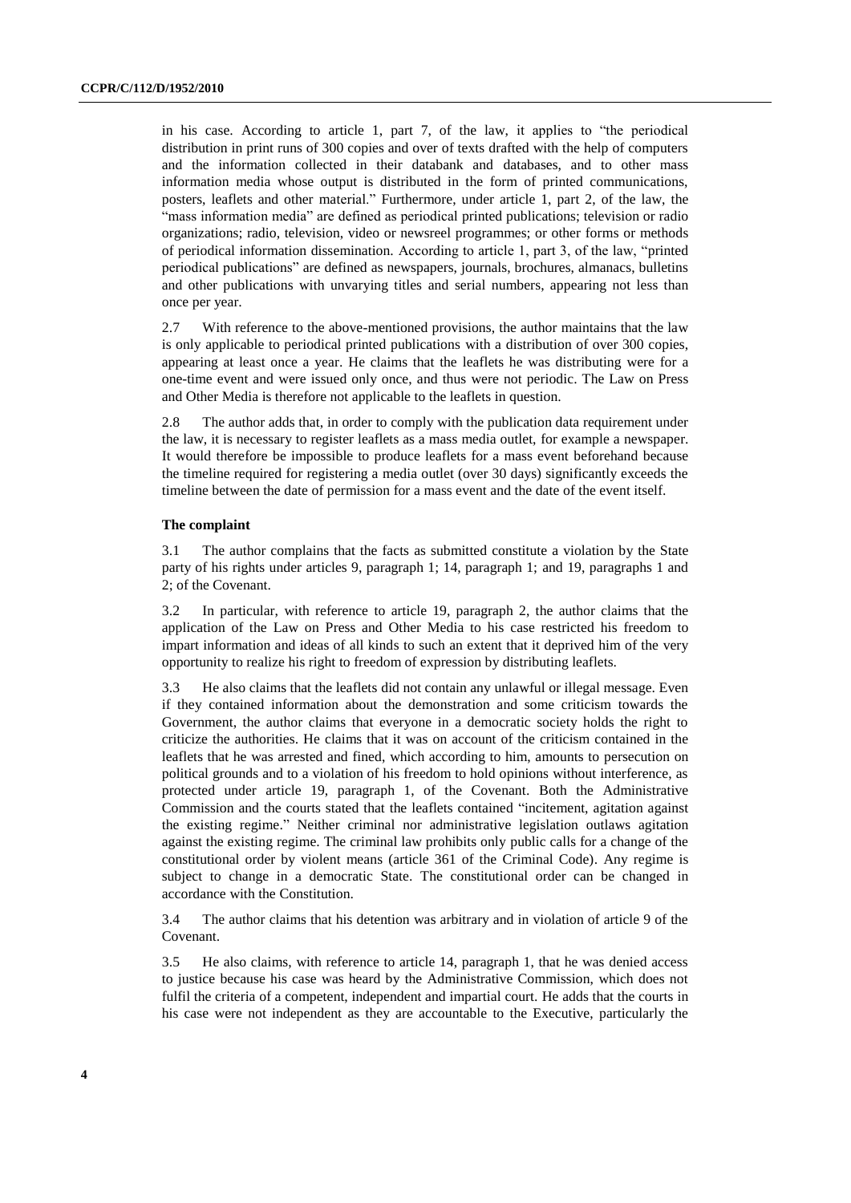in his case. According to article 1, part 7, of the law, it applies to "the periodical distribution in print runs of 300 copies and over of texts drafted with the help of computers and the information collected in their databank and databases, and to other mass information media whose output is distributed in the form of printed communications, posters, leaflets and other material." Furthermore, under article 1, part 2, of the law, the "mass information media" are defined as periodical printed publications; television or radio organizations; radio, television, video or newsreel programmes; or other forms or methods of periodical information dissemination. According to article 1, part 3, of the law, "printed periodical publications" are defined as newspapers, journals, brochures, almanacs, bulletins and other publications with unvarying titles and serial numbers, appearing not less than once per year.

2.7 With reference to the above-mentioned provisions, the author maintains that the law is only applicable to periodical printed publications with a distribution of over 300 copies, appearing at least once a year. He claims that the leaflets he was distributing were for a one-time event and were issued only once, and thus were not periodic. The Law on Press and Other Media is therefore not applicable to the leaflets in question.

2.8 The author adds that, in order to comply with the publication data requirement under the law, it is necessary to register leaflets as a mass media outlet, for example a newspaper. It would therefore be impossible to produce leaflets for a mass event beforehand because the timeline required for registering a media outlet (over 30 days) significantly exceeds the timeline between the date of permission for a mass event and the date of the event itself.

### The complaint

3.1 The author complains that the facts as submitted constitute a violation by the State party of his rights under articles 9, paragraph 1; 14, paragraph 1; and 19, paragraphs 1 and 2; of the Covenant.

3.2 In particular, with reference to article 19, paragraph 2, the author claims that the application of the Law on Press and Other Media to his case restricted his freedom to impart information and ideas of all kinds to such an extent that it deprived him of the very opportunity to realize his right to freedom of expression by distributing leaflets.

3.3 He also claims that the leaflets did not contain any unlawful or illegal message. Even if they contained information about the demonstration and some criticism towards the Government, the author claims that everyone in a democratic society holds the right to criticize the authorities. He claims that it was on account of the criticism contained in the leaflets that he was arrested and fined, which according to him, amounts to persecution on political grounds and to a violation of his freedom to hold opinions without interference, as protected under article 19, paragraph 1, of the Covenant. Both the Administrative Commission and the courts stated that the leaflets contained "incitement, agitation against the existing regime." Neither criminal nor administrative legislation outlaws agitation against the existing regime. The criminal law prohibits only public calls for a change of the constitutional order by violent means (article 361 of the Criminal Code). Any regime is subject to change in a democratic State. The constitutional order can be changed in accordance with the Constitution.

3.4 The author claims that his detention was arbitrary and in violation of article 9 of the Covenant.

3.5 He also claims, with reference to article 14, paragraph 1, that he was denied access to justice because his case was heard by the Administrative Commission, which does not fulfil the criteria of a competent, independent and impartial court. He adds that the courts in his case were not independent as they are accountable to the Executive, particularly the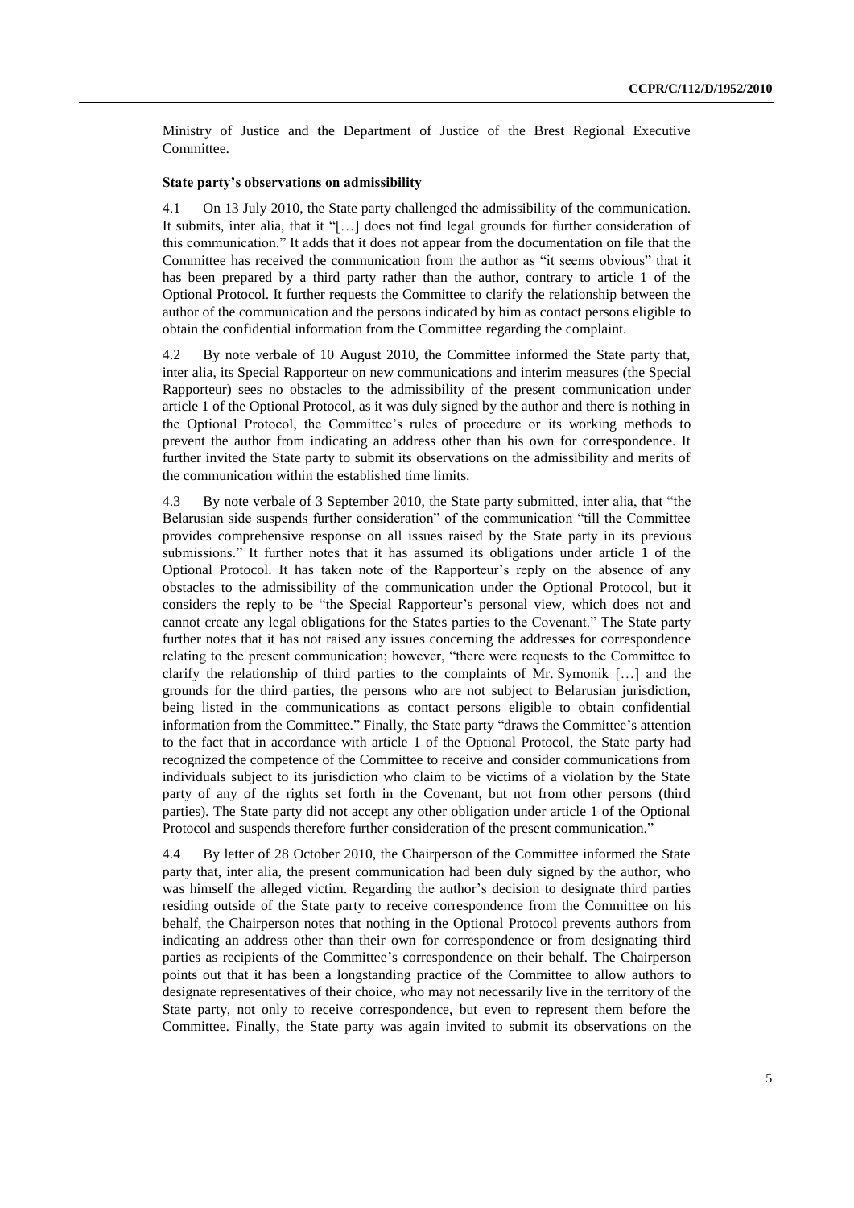Ministry of Justice and the Department of Justice of the Brest Regional Executive Committee.

**State party's observations on admissibility**

4.1 On 13 July 2010, the State party challenged the admissibility of the communication. It submits, inter alia, that it "[…] does not find legal grounds for further consideration of this communication." It adds that it does not appear from the documentation on file that the Committee has received the communication from the author as "it seems obvious" that it has been prepared by a third party rather than the author, contrary to article 1 of the Optional Protocol. It further requests the Committee to clarify the relationship between the author of the communication and the persons indicated by him as contact persons eligible to obtain the confidential information from the Committee regarding the complaint.

4.2 By note verbale of 10 August 2010, the Committee informed the State party that, inter alia, its Special Rapporteur on new communications and interim measures (the Special Rapporteur) sees no obstacles to the admissibility of the present communication under article 1 of the Optional Protocol, as it was duly signed by the author and there is nothing in the Optional Protocol, the Committee's rules of procedure or its working methods to prevent the author from indicating an address other than his own for correspondence. It further invited the State party to submit its observations on the admissibility and merits of the communication within the established time limits.

4.3 By note verbale of 3 September 2010, the State party submitted, inter alia, that "the Belarusian side suspends further consideration" of the communication "till the Committee provides comprehensive response on all issues raised by the State party in its previous submissions." It further notes that it has assumed its obligations under article 1 of the Optional Protocol. It has taken note of the Rapporteur's reply on the absence of any obstacles to the admissibility of the communication under the Optional Protocol, but it considers the reply to be "the Special Rapporteur's personal view, which does not and cannot create any legal obligations for the States parties to the Covenant." The State party further notes that it has not raised any issues concerning the addresses for correspondence relating to the present communication; however, "there were requests to the Committee to clarify the relationship of third parties to the complaints of Mr. Symonik […] and the grounds for the third parties, the persons who are not subject to Belarusian jurisdiction, being listed in the communications as contact persons eligible to obtain confidential information from the Committee." Finally, the State party "draws the Committee's attention to the fact that in accordance with article 1 of the Optional Protocol, the State party had recognized the competence of the Committee to receive and consider communications from individuals subject to its jurisdiction who claim to be victims of a violation by the State party of any of the rights set forth in the Covenant, but not from other persons (third parties). The State party did not accept any other obligation under article 1 of the Optional Protocol and suspends therefore further consideration of the present communication."

4.4 By letter of 28 October 2010, the Chairperson of the Committee informed the State party that, inter alia, the present communication had been duly signed by the author, who was himself the alleged victim. Regarding the author's decision to designate third parties residing outside of the State party to receive correspondence from the Committee on his behalf, the Chairperson notes that nothing in the Optional Protocol prevents authors from indicating an address other than their own for correspondence or from designating third parties as recipients of the Committee's correspondence on their behalf. The Chairperson points out that it has been a longstanding practice of the Committee to allow authors to designate representatives of their choice, who may not necessarily live in the territory of the State party, not only to receive correspondence, but even to represent them before the Committee. Finally, the State party was again invited to submit its observations on the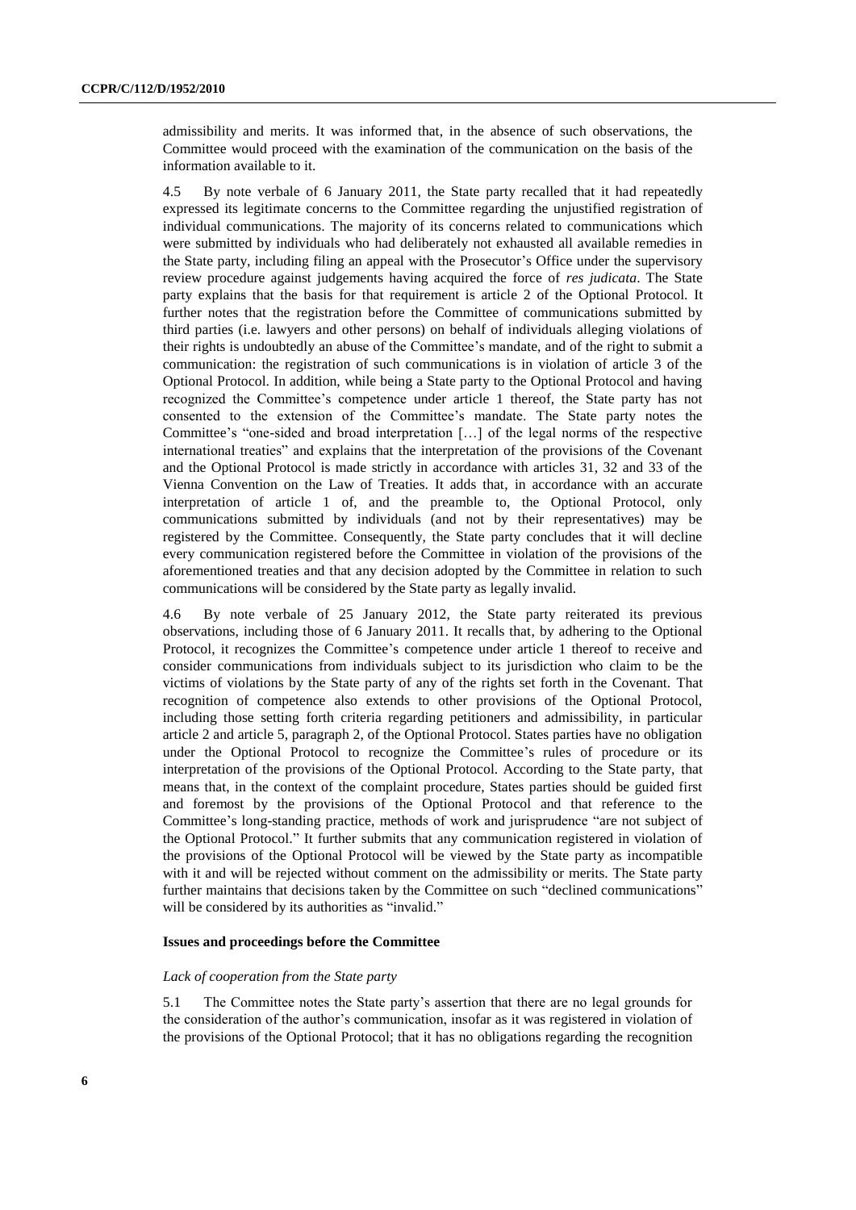admissibility and merits. It was informed that, in the absence of such observations, the Committee would proceed with the examination of the communication on the basis of the information available to it.

4.5 By note verbale of 6 January 2011, the State party recalled that it had repeatedly expressed its legitimate concerns to the Committee regarding the unjustified registration of individual communications. The majority of its concerns related to communications which were submitted by individuals who had deliberately not exhausted all available remedies in the State party, including filing an appeal with the Prosecutor's Office under the supervisory review procedure against judgements having acquired the force of *res judicata*. The State party explains that the basis for that requirement is article 2 of the Optional Protocol. It further notes that the registration before the Committee of communications submitted by third parties (i.e. lawyers and other persons) on behalf of individuals alleging violations of their rights is undoubtedly an abuse of the Committee's mandate, and of the right to submit a communication: the registration of such communications is in violation of article 3 of the Optional Protocol. In addition, while being a State party to the Optional Protocol and having recognized the Committee's competence under article 1 thereof, the State party has not consented to the extension of the Committee's mandate. The State party notes the Committee's "one-sided and broad interpretation […] of the legal norms of the respective international treaties" and explains that the interpretation of the provisions of the Covenant and the Optional Protocol is made strictly in accordance with articles 31, 32 and 33 of the Vienna Convention on the Law of Treaties. It adds that, in accordance with an accurate interpretation of article 1 of, and the preamble to, the Optional Protocol, only communications submitted by individuals (and not by their representatives) may be registered by the Committee. Consequently, the State party concludes that it will decline every communication registered before the Committee in violation of the provisions of the aforementioned treaties and that any decision adopted by the Committee in relation to such communications will be considered by the State party as legally invalid.

4.6 By note verbale of 25 January 2012, the State party reiterated its previous observations, including those of 6 January 2011. It recalls that, by adhering to the Optional Protocol, it recognizes the Committee's competence under article 1 thereof to receive and consider communications from individuals subject to its jurisdiction who claim to be the victims of violations by the State party of any of the rights set forth in the Covenant. That recognition of competence also extends to other provisions of the Optional Protocol, including those setting forth criteria regarding petitioners and admissibility, in particular article 2 and article 5, paragraph 2, of the Optional Protocol. States parties have no obligation under the Optional Protocol to recognize the Committee's rules of procedure or its interpretation of the provisions of the Optional Protocol. According to the State party, that means that, in the context of the complaint procedure, States parties should be guided first and foremost by the provisions of the Optional Protocol and that reference to the Committee's long-standing practice, methods of work and jurisprudence "are not subject of the Optional Protocol." It further submits that any communication registered in violation of the provisions of the Optional Protocol will be viewed by the State party as incompatible with it and will be rejected without comment on the admissibility or merits. The State party further maintains that decisions taken by the Committee on such "declined communications" will be considered by its authorities as "invalid."

### Issues and proceedings before the Committee

*Lack of cooperation from the State party*

5.1 The Committee notes the State party's assertion that there are no legal grounds for the consideration of the author's communication, insofar as it was registered in violation of the provisions of the Optional Protocol; that it has no obligations regarding the recognition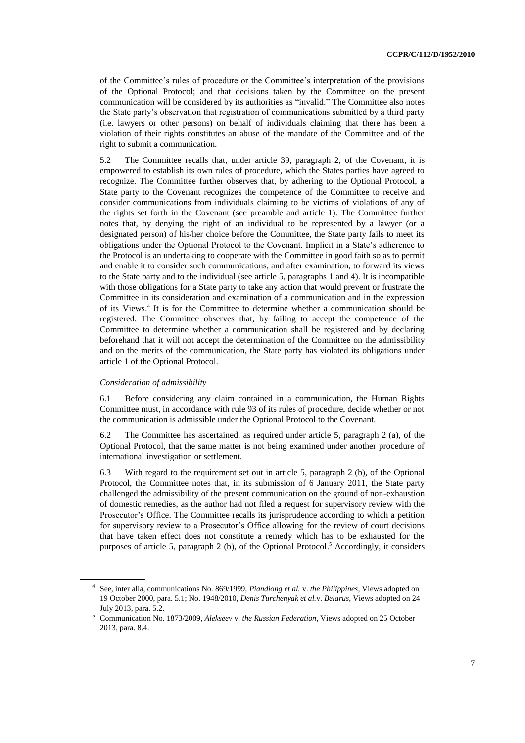of the Committee's rules of procedure or the Committee's interpretation of the provisions of the Optional Protocol; and that decisions taken by the Committee on the present communication will be considered by its authorities as "invalid." The Committee also notes the State party's observation that registration of communications submitted by a third party (i.e. lawyers or other persons) on behalf of individuals claiming that there has been a violation of their rights constitutes an abuse of the mandate of the Committee and of the right to submit a communication.

5.2 The Committee recalls that, under article 39, paragraph 2, of the Covenant, it is empowered to establish its own rules of procedure, which the States parties have agreed to recognize. The Committee further observes that, by adhering to the Optional Protocol, a State party to the Covenant recognizes the competence of the Committee to receive and consider communications from individuals claiming to be victims of violations of any of the rights set forth in the Covenant (see preamble and article 1). The Committee further notes that, by denying the right of an individual to be represented by a lawyer (or a designated person) of his/her choice before the Committee, the State party fails to meet its obligations under the Optional Protocol to the Covenant. Implicit in a State's adherence to the Protocol is an undertaking to cooperate with the Committee in good faith so as to permit and enable it to consider such communications, and after examination, to forward its views to the State party and to the individual (see article 5, paragraphs 1 and 4). It is incompatible with those obligations for a State party to take any action that would prevent or frustrate the Committee in its consideration and examination of a communication and in the expression of its Views.[4] It is for the Committee to determine whether a communication should be registered. The Committee observes that, by failing to accept the competence of the Committee to determine whether a communication shall be registered and by declaring beforehand that it will not accept the determination of the Committee on the admissibility and on the merits of the communication, the State party has violated its obligations under article 1 of the Optional Protocol.

*Consideration of admissibility*

6.1 Before considering any claim contained in a communication, the Human Rights Committee must, in accordance with rule 93 of its rules of procedure, decide whether or not the communication is admissible under the Optional Protocol to the Covenant.

6.2 The Committee has ascertained, as required under article 5, paragraph 2 (a), of the Optional Protocol, that the same matter is not being examined under another procedure of international investigation or settlement.

6.3 With regard to the requirement set out in article 5, paragraph 2 (b), of the Optional Protocol, the Committee notes that, in its submission of 6 January 2011, the State party challenged the admissibility of the present communication on the ground of non-exhaustion of domestic remedies, as the author had not filed a request for supervisory review with the Prosecutor's Office. The Committee recalls its jurisprudence according to which a petition for supervisory review to a Prosecutor's Office allowing for the review of court decisions that have taken effect does not constitute a remedy which has to be exhausted for the purposes of article 5, paragraph 2 (b), of the Optional Protocol.[5] Accordingly, it considers

---

[4] See, inter alia, communications No. 869/1999, *Piandiong et al.* v. *the Philippines*, Views adopted on 19 October 2000, para. 5.1; No. 1948/2010, *Denis Turchenyak et al.*v. *Belarus*, Views adopted on 24 July 2013, para. 5.2.

[5] Communication No. 1873/2009, *Alekseev* v. *the Russian Federation*, Views adopted on 25 October 2013, para. 8.4.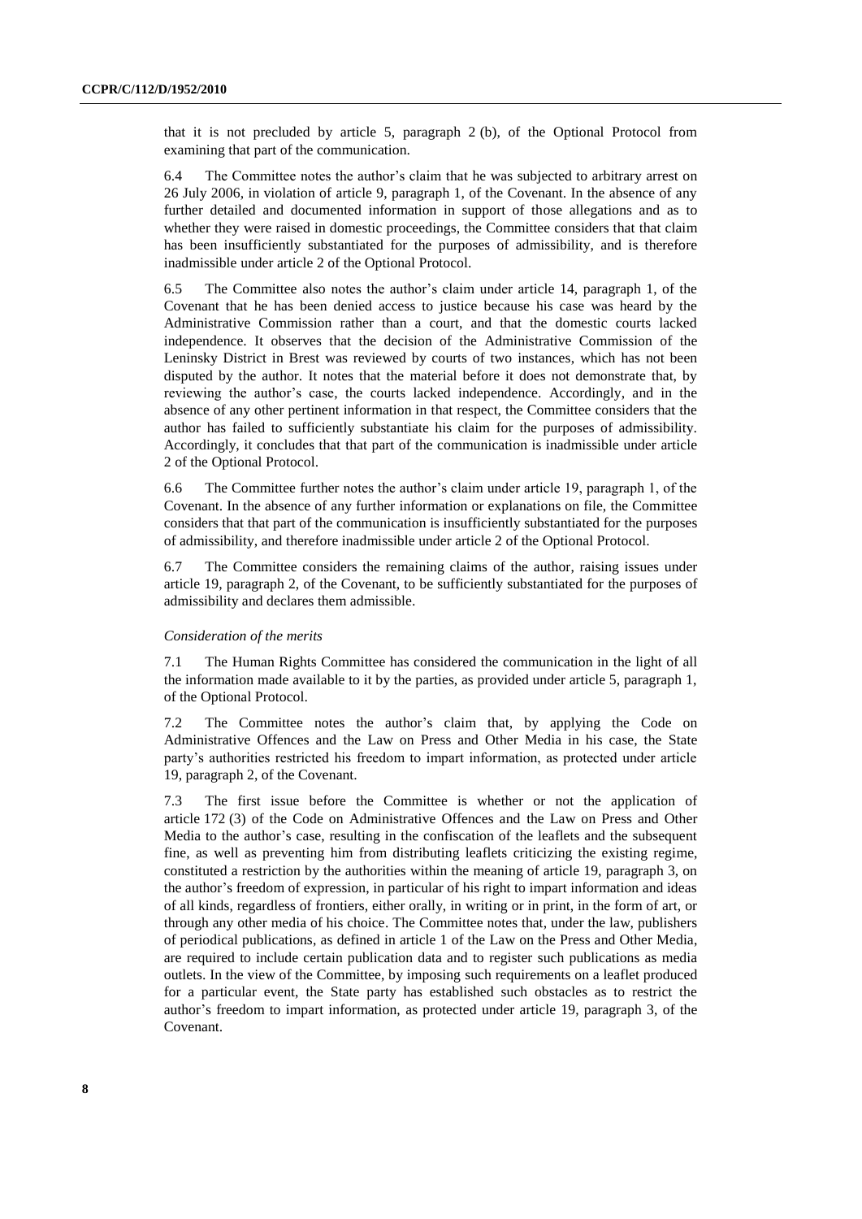that it is not precluded by article 5, paragraph 2 (b), of the Optional Protocol from examining that part of the communication.

6.4 The Committee notes the author's claim that he was subjected to arbitrary arrest on 26 July 2006, in violation of article 9, paragraph 1, of the Covenant. In the absence of any further detailed and documented information in support of those allegations and as to whether they were raised in domestic proceedings, the Committee considers that that claim has been insufficiently substantiated for the purposes of admissibility, and is therefore inadmissible under article 2 of the Optional Protocol.

6.5 The Committee also notes the author's claim under article 14, paragraph 1, of the Covenant that he has been denied access to justice because his case was heard by the Administrative Commission rather than a court, and that the domestic courts lacked independence. It observes that the decision of the Administrative Commission of the Leninsky District in Brest was reviewed by courts of two instances, which has not been disputed by the author. It notes that the material before it does not demonstrate that, by reviewing the author's case, the courts lacked independence. Accordingly, and in the absence of any other pertinent information in that respect, the Committee considers that the author has failed to sufficiently substantiate his claim for the purposes of admissibility. Accordingly, it concludes that that part of the communication is inadmissible under article 2 of the Optional Protocol.

6.6 The Committee further notes the author's claim under article 19, paragraph 1, of the Covenant. In the absence of any further information or explanations on file, the Committee considers that that part of the communication is insufficiently substantiated for the purposes of admissibility, and therefore inadmissible under article 2 of the Optional Protocol.

6.7 The Committee considers the remaining claims of the author, raising issues under article 19, paragraph 2, of the Covenant, to be sufficiently substantiated for the purposes of admissibility and declares them admissible.

*Consideration of the merits*

7.1 The Human Rights Committee has considered the communication in the light of all the information made available to it by the parties, as provided under article 5, paragraph 1, of the Optional Protocol.

7.2 The Committee notes the author's claim that, by applying the Code on Administrative Offences and the Law on Press and Other Media in his case, the State party's authorities restricted his freedom to impart information, as protected under article 19, paragraph 2, of the Covenant.

7.3 The first issue before the Committee is whether or not the application of article 172 (3) of the Code on Administrative Offences and the Law on Press and Other Media to the author's case, resulting in the confiscation of the leaflets and the subsequent fine, as well as preventing him from distributing leaflets criticizing the existing regime, constituted a restriction by the authorities within the meaning of article 19, paragraph 3, on the author's freedom of expression, in particular of his right to impart information and ideas of all kinds, regardless of frontiers, either orally, in writing or in print, in the form of art, or through any other media of his choice. The Committee notes that, under the law, publishers of periodical publications, as defined in article 1 of the Law on the Press and Other Media, are required to include certain publication data and to register such publications as media outlets. In the view of the Committee, by imposing such requirements on a leaflet produced for a particular event, the State party has established such obstacles as to restrict the author's freedom to impart information, as protected under article 19, paragraph 3, of the Covenant.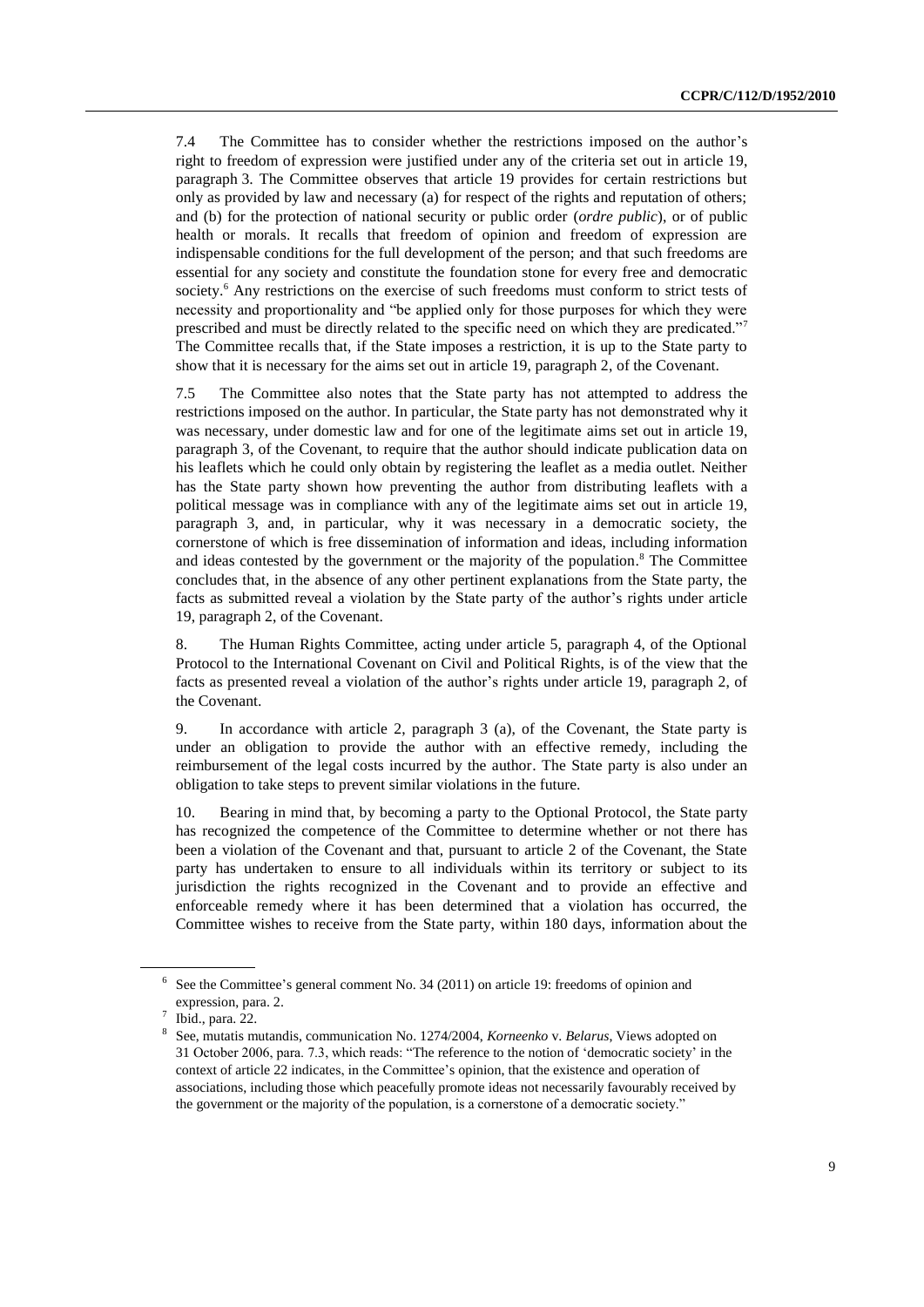7.4 The Committee has to consider whether the restrictions imposed on the author's right to freedom of expression were justified under any of the criteria set out in article 19, paragraph 3. The Committee observes that article 19 provides for certain restrictions but only as provided by law and necessary (a) for respect of the rights and reputation of others; and (b) for the protection of national security or public order (*ordre public*), or of public health or morals. It recalls that freedom of opinion and freedom of expression are indispensable conditions for the full development of the person; and that such freedoms are essential for any society and constitute the foundation stone for every free and democratic society.[6] Any restrictions on the exercise of such freedoms must conform to strict tests of necessity and proportionality and "be applied only for those purposes for which they were prescribed and must be directly related to the specific need on which they are predicated."[7] The Committee recalls that, if the State imposes a restriction, it is up to the State party to show that it is necessary for the aims set out in article 19, paragraph 2, of the Covenant.

7.5 The Committee also notes that the State party has not attempted to address the restrictions imposed on the author. In particular, the State party has not demonstrated why it was necessary, under domestic law and for one of the legitimate aims set out in article 19, paragraph 3, of the Covenant, to require that the author should indicate publication data on his leaflets which he could only obtain by registering the leaflet as a media outlet. Neither has the State party shown how preventing the author from distributing leaflets with a political message was in compliance with any of the legitimate aims set out in article 19, paragraph 3, and, in particular, why it was necessary in a democratic society, the cornerstone of which is free dissemination of information and ideas, including information and ideas contested by the government or the majority of the population.[8] The Committee concludes that, in the absence of any other pertinent explanations from the State party, the facts as submitted reveal a violation by the State party of the author's rights under article 19, paragraph 2, of the Covenant.

8. The Human Rights Committee, acting under article 5, paragraph 4, of the Optional Protocol to the International Covenant on Civil and Political Rights, is of the view that the facts as presented reveal a violation of the author's rights under article 19, paragraph 2, of the Covenant.

9. In accordance with article 2, paragraph 3 (a), of the Covenant, the State party is under an obligation to provide the author with an effective remedy, including the reimbursement of the legal costs incurred by the author. The State party is also under an obligation to take steps to prevent similar violations in the future.

10. Bearing in mind that, by becoming a party to the Optional Protocol, the State party has recognized the competence of the Committee to determine whether or not there has been a violation of the Covenant and that, pursuant to article 2 of the Covenant, the State party has undertaken to ensure to all individuals within its territory or subject to its jurisdiction the rights recognized in the Covenant and to provide an effective and enforceable remedy where it has been determined that a violation has occurred, the Committee wishes to receive from the State party, within 180 days, information about the

---

[6] See the Committee's general comment No. 34 (2011) on article 19: freedoms of opinion and expression, para. 2.

[7] Ibid., para. 22.

[8] See, mutatis mutandis, communication No. 1274/2004, *Korneenko* v. *Belarus*, Views adopted on 31 October 2006, para. 7.3, which reads: "The reference to the notion of 'democratic society' in the context of article 22 indicates, in the Committee's opinion, that the existence and operation of associations, including those which peacefully promote ideas not necessarily favourably received by the government or the majority of the population, is a cornerstone of a democratic society."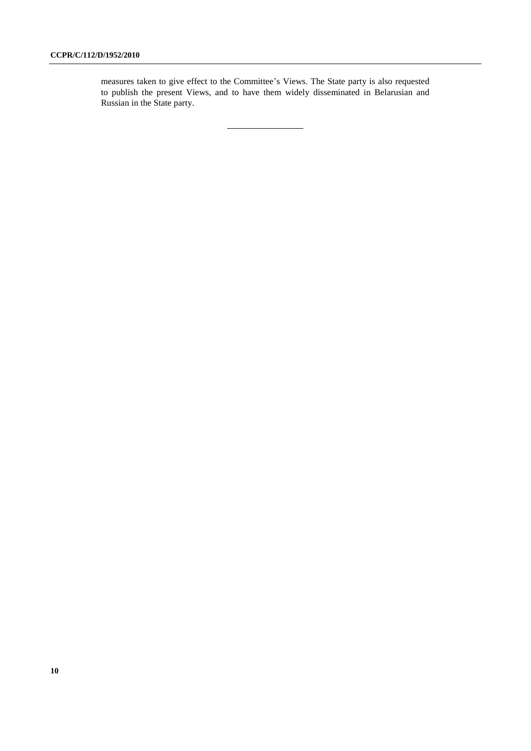measures taken to give effect to the Committee's Views. The State party is also requested to publish the present Views, and to have them widely disseminated in Belarusian and Russian in the State party.